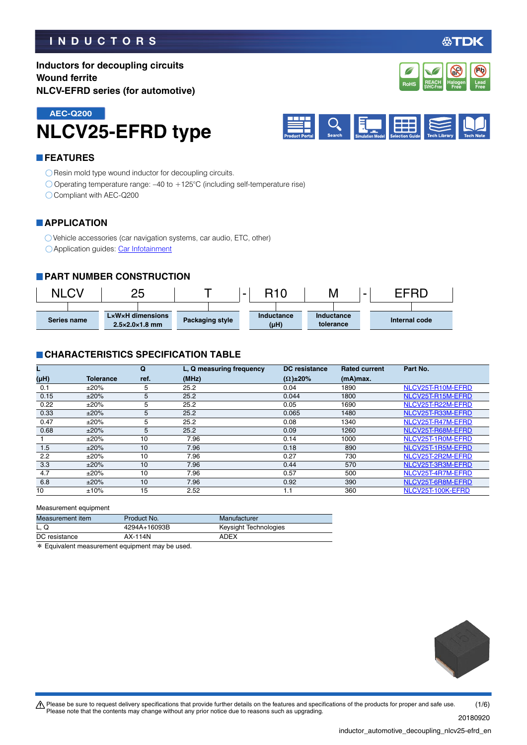# INDUCTORS

**Inductors for decoupling circuits**
**Wound ferrite**
**NLCV-EFRD series (for automotive)**

AEC-Q200

# NLCV25-EFRD type

## FEATURES

- Resin mold type wound inductor for decoupling circuits.
- Operating temperature range: –40 to +125°C (including self-temperature rise)
- Compliant with AEC-Q200

## APPLICATION

- Vehicle accessories (car navigation systems, car audio, ETC, other)
- Application guides: Car Infotainment

## PART NUMBER CONSTRUCTION

| NLCV | 25 | T | - | R10 | M | - | EFRD |
|---|---|---|---|---|---|---|---|
| Series name | L×W×H dimensions 2.5×2.0×1.8 mm | Packaging style | | Inductance (µH) | Inductance tolerance | | Internal code |

## CHARACTERISTICS SPECIFICATION TABLE

| L (µH) | Tolerance | Q ref. | L, Q measuring frequency (MHz) | DC resistance (Ω)±20% | Rated current (mA)max. | Part No. |
|---|---|---|---|---|---|---|
| 0.1 | ±20% | 5 | 25.2 | 0.04 | 1890 | NLCV25T-R10M-EFRD |
| 0.15 | ±20% | 5 | 25.2 | 0.044 | 1800 | NLCV25T-R15M-EFRD |
| 0.22 | ±20% | 5 | 25.2 | 0.05 | 1690 | NLCV25T-R22M-EFRD |
| 0.33 | ±20% | 5 | 25.2 | 0.065 | 1480 | NLCV25T-R33M-EFRD |
| 0.47 | ±20% | 5 | 25.2 | 0.08 | 1340 | NLCV25T-R47M-EFRD |
| 0.68 | ±20% | 5 | 25.2 | 0.09 | 1260 | NLCV25T-R68M-EFRD |
| 1 | ±20% | 10 | 7.96 | 0.14 | 1000 | NLCV25T-1R0M-EFRD |
| 1.5 | ±20% | 10 | 7.96 | 0.18 | 890 | NLCV25T-1R5M-EFRD |
| 2.2 | ±20% | 10 | 7.96 | 0.27 | 730 | NLCV25T-2R2M-EFRD |
| 3.3 | ±20% | 10 | 7.96 | 0.44 | 570 | NLCV25T-3R3M-EFRD |
| 4.7 | ±20% | 10 | 7.96 | 0.57 | 500 | NLCV25T-4R7M-EFRD |
| 6.8 | ±20% | 10 | 7.96 | 0.92 | 390 | NLCV25T-6R8M-EFRD |
| 10 | ±10% | 15 | 2.52 | 1.1 | 360 | NLCV25T-100K-EFRD |

Measurement equipment

| Measurement item | Product No. | Manufacturer |
|---|---|---|
| L, Q | 4294A+16093B | Keysight Technologies |
| DC resistance | AX-114N | ADEX |

* Equivalent measurement equipment may be used.

⚠ Please be sure to request delivery specifications that provide further details on the features and specifications of the products for proper and safe use.
Please note that the contents may change without any prior notice due to reasons such as upgrading.

20180920
inductor_automotive_decoupling_nlcv25-efrd_en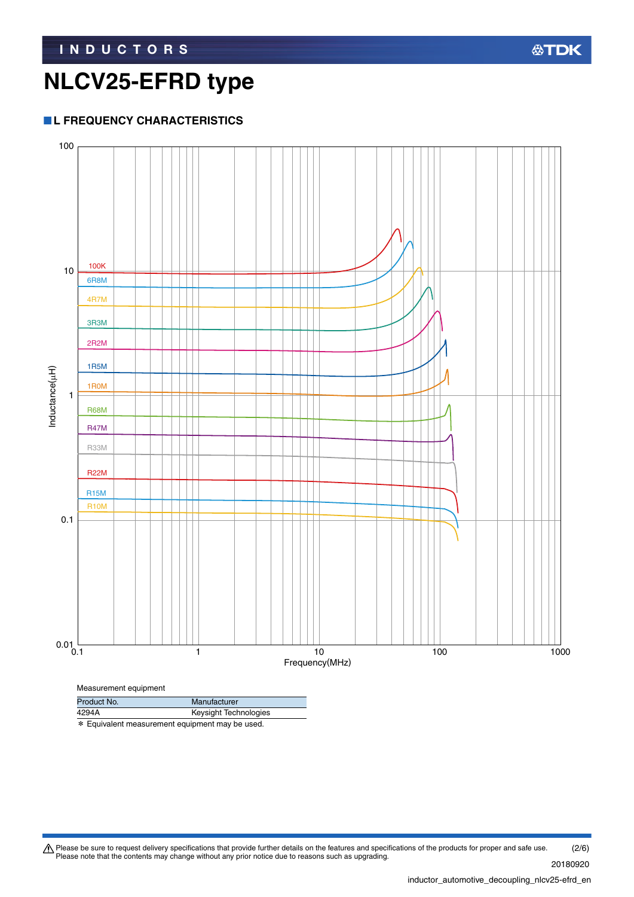# NLCV25-EFRD type

## L FREQUENCY CHARACTERISTICS

100
10
1
0.1
0.01

Inductance(μH)

100K
6R8M
4R7M
3R3M
2R2M
1R5M
1R0M
R68M
R47M
R33M
R22M
R15M
R10M

0.1 1 10 100 1000

Frequency(MHz)

Measurement equipment

| Product No. | Manufacturer |
| --- | --- |
| 4294A | Keysight Technologies |

∗ Equivalent measurement equipment may be used.

⚠ Please be sure to request delivery specifications that provide further details on the features and specifications of the products for proper and safe use. Please note that the contents may change without any prior notice due to reasons such as upgrading.

20180920

inductor_automotive_decoupling_nlcv25-efrd_en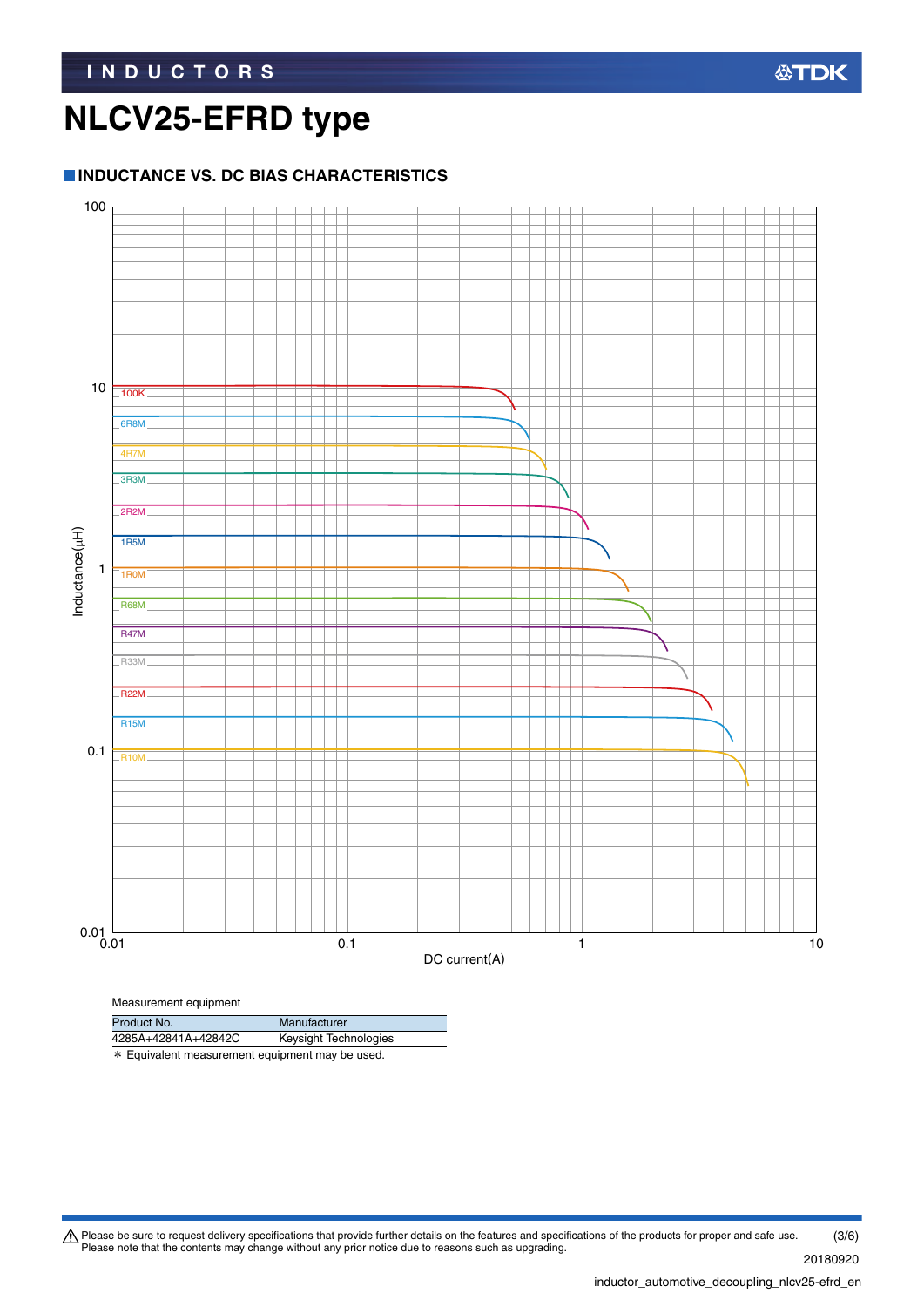# NLCV25-EFRD type

## INDUCTANCE VS. DC BIAS CHARACTERISTICS

Measurement equipment

| Product No. | Manufacturer |
|---|---|
| 4285A+42841A+42842C | Keysight Technologies |

＊ Equivalent measurement equipment may be used.

⚠ Please be sure to request delivery specifications that provide further details on the features and specifications of the products for proper and safe use. Please note that the contents may change without any prior notice due to reasons such as upgrading.

20180920

inductor_automotive_decoupling_nlcv25-efrd_en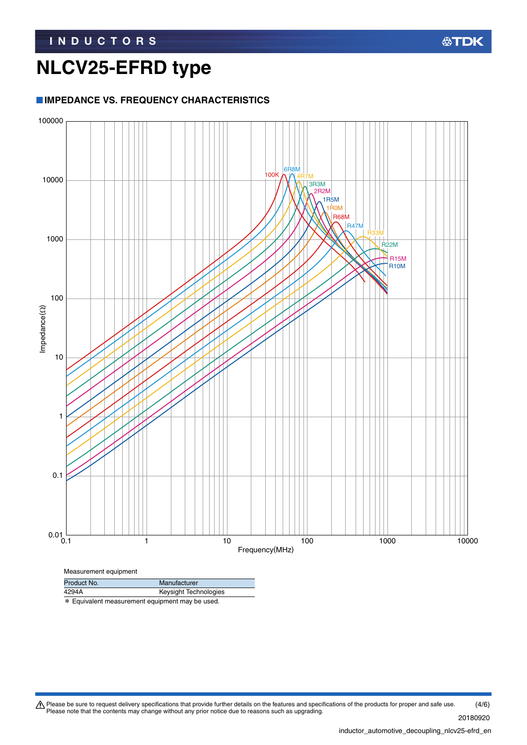# NLCV25-EFRD type

## IMPEDANCE VS. FREQUENCY CHARACTERISTICS

Measurement equipment

| Product No. | Manufacturer |
| --- | --- |
| 4294A | Keysight Technologies |

* Equivalent measurement equipment may be used.

⚠ Please be sure to request delivery specifications that provide further details on the features and specifications of the products for proper and safe use.
Please note that the contents may change without any prior notice due to reasons such as upgrading.

20180920

inductor_automotive_decoupling_nlcv25-efrd_en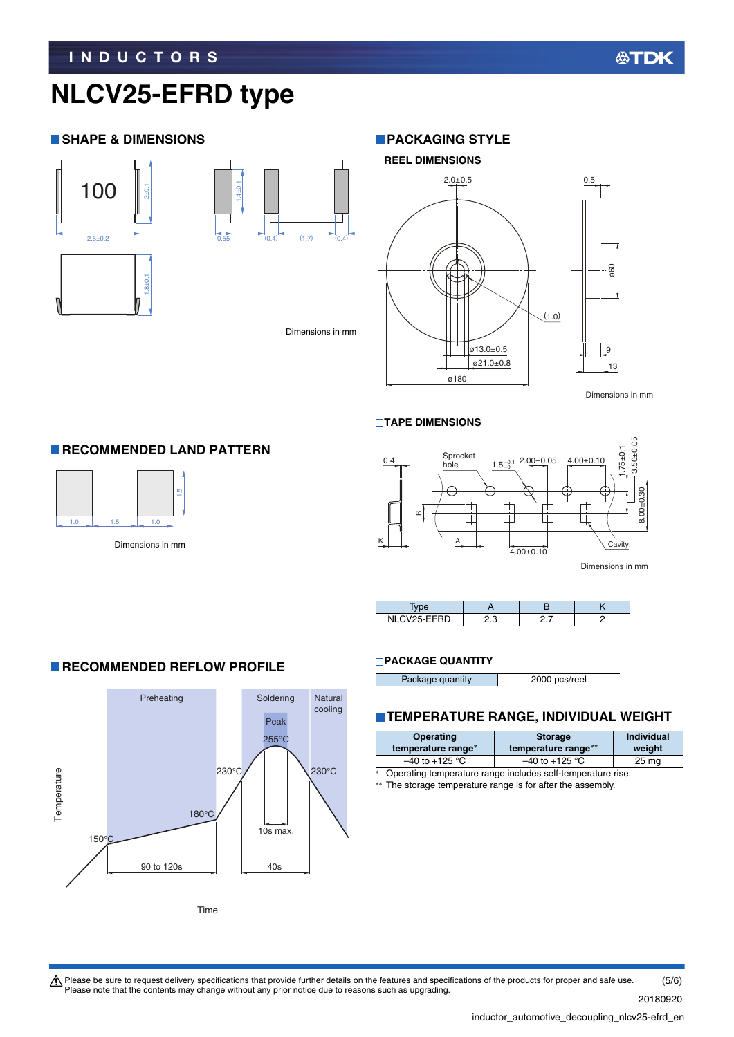# NLCV25-EFRD type

## SHAPE & DIMENSIONS

Dimensions in mm

## PACKAGING STYLE

### REEL DIMENSIONS

Dimensions in mm

### TAPE DIMENSIONS

Dimensions in mm

| Type | A | B | K |
|---|---|---|---|
| NLCV25-EFRD | 2.3 | 2.7 | 2 |

### PACKAGE QUANTITY

| Package quantity | 2000 pcs/reel |
|---|---|

## RECOMMENDED LAND PATTERN

Dimensions in mm

## RECOMMENDED REFLOW PROFILE

## TEMPERATURE RANGE, INDIVIDUAL WEIGHT

| Operating temperature range* | Storage temperature range** | Individual weight |
|---|---|---|
| –40 to +125 °C | –40 to +125 °C | 25 mg |

\* Operating temperature range includes self-temperature rise.

\** The storage temperature range is for after the assembly.

⚠ Please be sure to request delivery specifications that provide further details on the features and specifications of the products for proper and safe use.
Please note that the contents may change without any prior notice due to reasons such as upgrading.

20180920

inductor_automotive_decoupling_nlcv25-efrd_en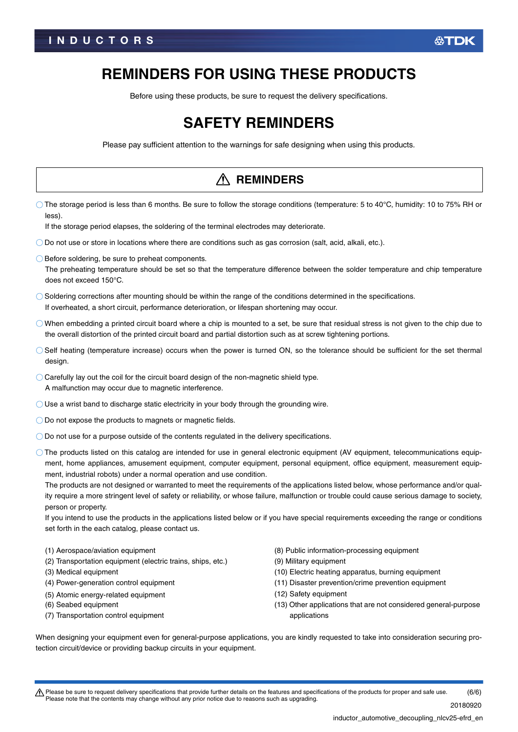# REMINDERS FOR USING THESE PRODUCTS

Before using these products, be sure to request the delivery specifications.

# SAFETY REMINDERS

Please pay sufficient attention to the warnings for safe designing when using this products.

## ⚠ REMINDERS

- The storage period is less than 6 months. Be sure to follow the storage conditions (temperature: 5 to 40°C, humidity: 10 to 75% RH or less).
  If the storage period elapses, the soldering of the terminal electrodes may deteriorate.
- Do not use or store in locations where there are conditions such as gas corrosion (salt, acid, alkali, etc.).
- Before soldering, be sure to preheat components.
  The preheating temperature should be set so that the temperature difference between the solder temperature and chip temperature does not exceed 150°C.
- Soldering corrections after mounting should be within the range of the conditions determined in the specifications.
  If overheated, a short circuit, performance deterioration, or lifespan shortening may occur.
- When embedding a printed circuit board where a chip is mounted to a set, be sure that residual stress is not given to the chip due to the overall distortion of the printed circuit board and partial distortion such as at screw tightening portions.
- Self heating (temperature increase) occurs when the power is turned ON, so the tolerance should be sufficient for the set thermal design.
- Carefully lay out the coil for the circuit board design of the non-magnetic shield type.
  A malfunction may occur due to magnetic interference.
- Use a wrist band to discharge static electricity in your body through the grounding wire.
- Do not expose the products to magnets or magnetic fields.
- Do not use for a purpose outside of the contents regulated in the delivery specifications.
- The products listed on this catalog are intended for use in general electronic equipment (AV equipment, telecommunications equipment, home appliances, amusement equipment, computer equipment, personal equipment, office equipment, measurement equipment, industrial robots) under a normal operation and use condition.
  The products are not designed or warranted to meet the requirements of the applications listed below, whose performance and/or quality require a more stringent level of safety or reliability, or whose failure, malfunction or trouble could cause serious damage to society, person or property.
  If you intend to use the products in the applications listed below or if you have special requirements exceeding the range or conditions set forth in the each catalog, please contact us.

(1) Aerospace/aviation equipment
(2) Transportation equipment (electric trains, ships, etc.)
(3) Medical equipment
(4) Power-generation control equipment
(5) Atomic energy-related equipment
(6) Seabed equipment
(7) Transportation control equipment
(8) Public information-processing equipment
(9) Military equipment
(10) Electric heating apparatus, burning equipment
(11) Disaster prevention/crime prevention equipment
(12) Safety equipment
(13) Other applications that are not considered general-purpose applications

When designing your equipment even for general-purpose applications, you are kindly requested to take into consideration securing protection circuit/device or providing backup circuits in your equipment.

⚠ Please be sure to request delivery specifications that provide further details on the features and specifications of the products for proper and safe use.
Please note that the contents may change without any prior notice due to reasons such as upgrading.

20180920

inductor_automotive_decoupling_nlcv25-efrd_en